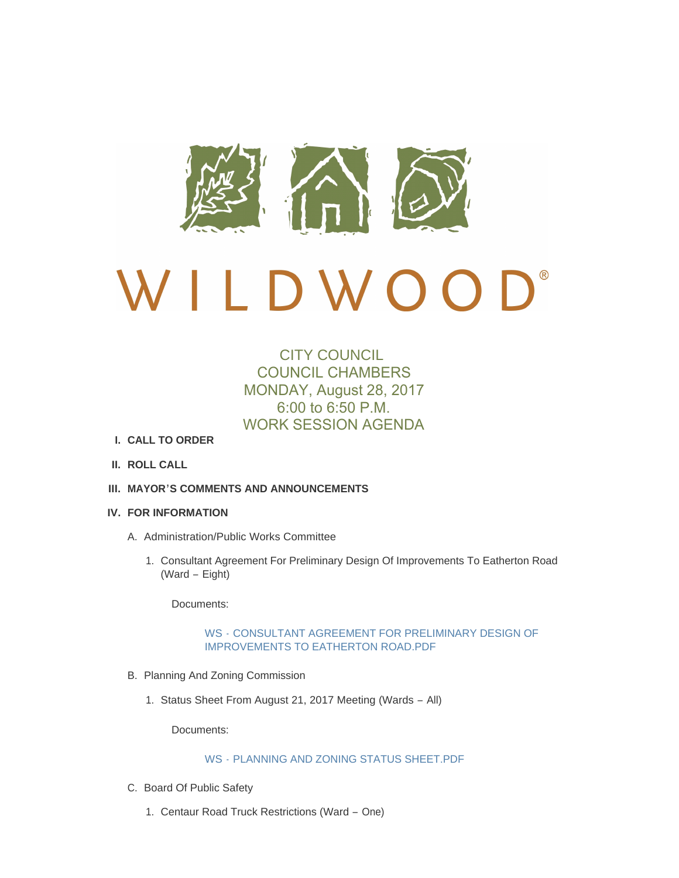# WILDWOOD®

CITY COUNCIL
COUNCIL CHAMBERS
MONDAY, August 28, 2017
6:00 to 6:50 P.M.
WORK SESSION AGENDA

I. **CALL TO ORDER**

II. **ROLL CALL**

III. **MAYOR'S COMMENTS AND ANNOUNCEMENTS**

IV. **FOR INFORMATION**

A. Administration/Public Works Committee

1. Consultant Agreement For Preliminary Design Of Improvements To Eatherton Road (Ward – Eight)

   Documents:

   WS - CONSULTANT AGREEMENT FOR PRELIMINARY DESIGN OF IMPROVEMENTS TO EATHERTON ROAD.PDF

B. Planning And Zoning Commission

1. Status Sheet From August 21, 2017 Meeting (Wards – All)

   Documents:

   WS - PLANNING AND ZONING STATUS SHEET.PDF

C. Board Of Public Safety

1. Centaur Road Truck Restrictions (Ward – One)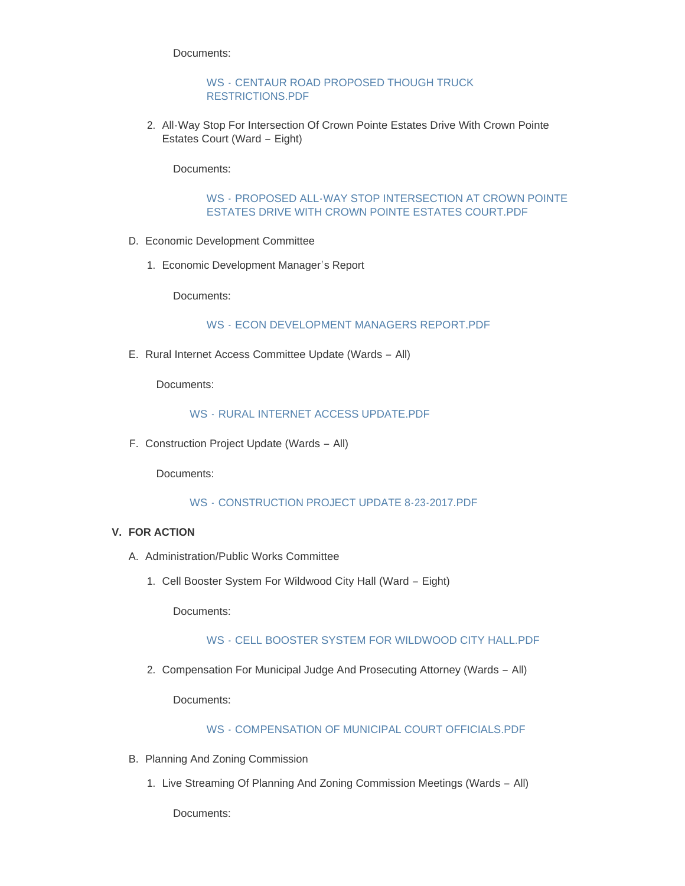Documents:

WS - CENTAUR ROAD PROPOSED THOUGH TRUCK RESTRICTIONS.PDF

2. All-Way Stop For Intersection Of Crown Pointe Estates Drive With Crown Pointe Estates Court (Ward – Eight)

   Documents:

   WS - PROPOSED ALL-WAY STOP INTERSECTION AT CROWN POINTE ESTATES DRIVE WITH CROWN POINTE ESTATES COURT.PDF

D. Economic Development Committee

   1. Economic Development Manager's Report

      Documents:

      WS - ECON DEVELOPMENT MANAGERS REPORT.PDF

E. Rural Internet Access Committee Update (Wards – All)

   Documents:

   WS - RURAL INTERNET ACCESS UPDATE.PDF

F. Construction Project Update (Wards – All)

   Documents:

   WS - CONSTRUCTION PROJECT UPDATE 8-23-2017.PDF

## V. FOR ACTION

A. Administration/Public Works Committee

   1. Cell Booster System For Wildwood City Hall (Ward – Eight)

      Documents:

      WS - CELL BOOSTER SYSTEM FOR WILDWOOD CITY HALL.PDF

   2. Compensation For Municipal Judge And Prosecuting Attorney (Wards – All)

      Documents:

      WS - COMPENSATION OF MUNICIPAL COURT OFFICIALS.PDF

B. Planning And Zoning Commission

   1. Live Streaming Of Planning And Zoning Commission Meetings (Wards – All)

      Documents: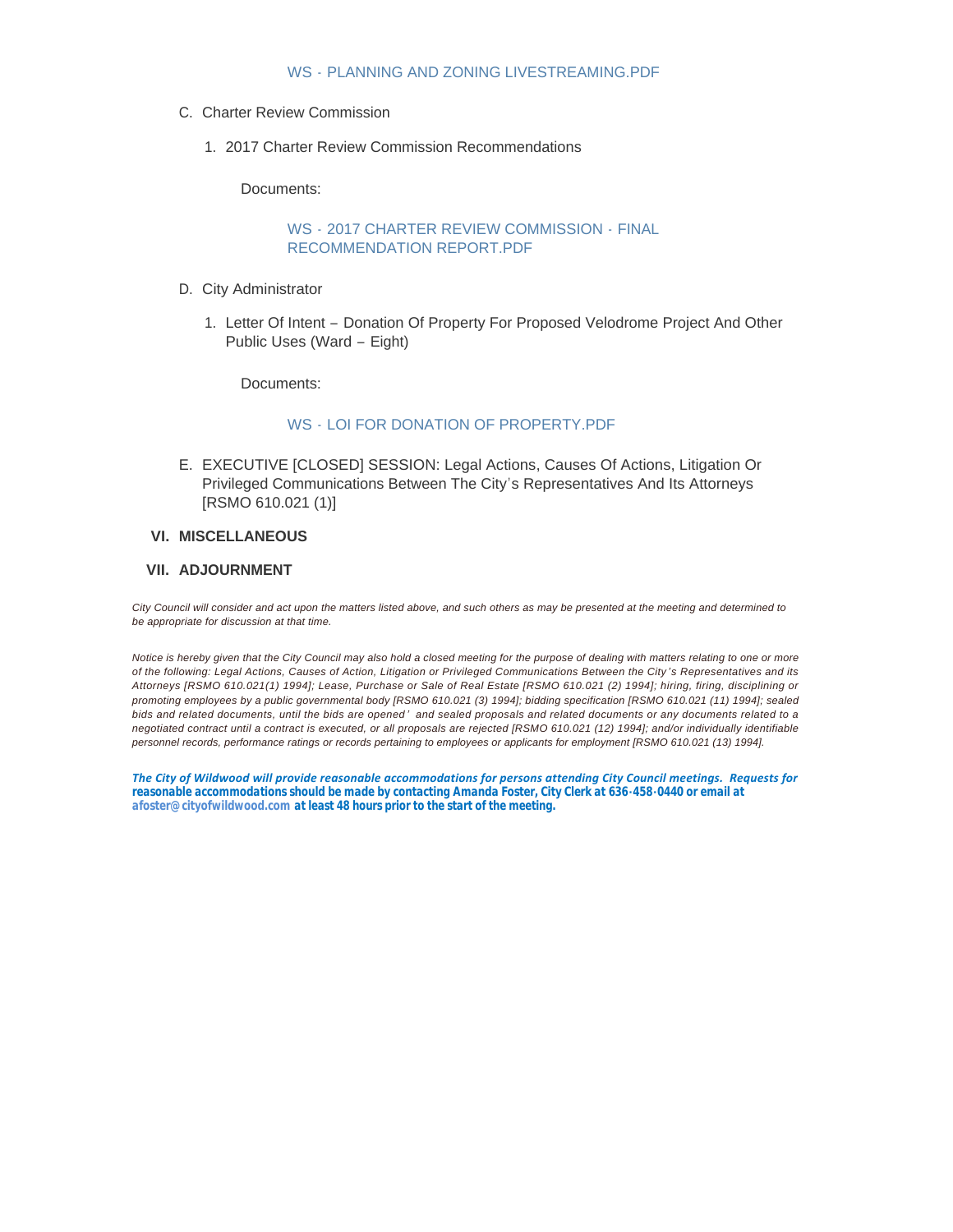WS - PLANNING AND ZONING LIVESTREAMING.PDF

C. Charter Review Commission

1. 2017 Charter Review Commission Recommendations

Documents:

WS - 2017 CHARTER REVIEW COMMISSION - FINAL RECOMMENDATION REPORT.PDF

D. City Administrator

1. Letter Of Intent – Donation Of Property For Proposed Velodrome Project And Other Public Uses (Ward – Eight)

Documents:

WS - LOI FOR DONATION OF PROPERTY.PDF

E. EXECUTIVE [CLOSED] SESSION: Legal Actions, Causes Of Actions, Litigation Or Privileged Communications Between The City's Representatives And Its Attorneys [RSMO 610.021 (1)]

## VI. MISCELLANEOUS

## VII. ADJOURNMENT

*City Council will consider and act upon the matters listed above, and such others as may be presented at the meeting and determined to be appropriate for discussion at that time.*

*Notice is hereby given that the City Council may also hold a closed meeting for the purpose of dealing with matters relating to one or more of the following: Legal Actions, Causes of Action, Litigation or Privileged Communications Between the City's Representatives and its Attorneys [RSMO 610.021(1) 1994]; Lease, Purchase or Sale of Real Estate [RSMO 610.021 (2) 1994]; hiring, firing, disciplining or promoting employees by a public governmental body [RSMO 610.021 (3) 1994]; bidding specification [RSMO 610.021 (11) 1994]; sealed bids and related documents, until the bids are opened' and sealed proposals and related documents or any documents related to a negotiated contract until a contract is executed, or all proposals are rejected [RSMO 610.021 (12) 1994]; and/or individually identifiable personnel records, performance ratings or records pertaining to employees or applicants for employment [RSMO 610.021 (13) 1994].*

***The City of Wildwood will provide reasonable accommodations for persons attending City Council meetings. Requests for*** **reasonable accommodations should be made by contacting Amanda Foster, City Clerk at 636-458-0440 or email at afoster@cityofwildwood.com at least 48 hours prior to the start of the meeting.**